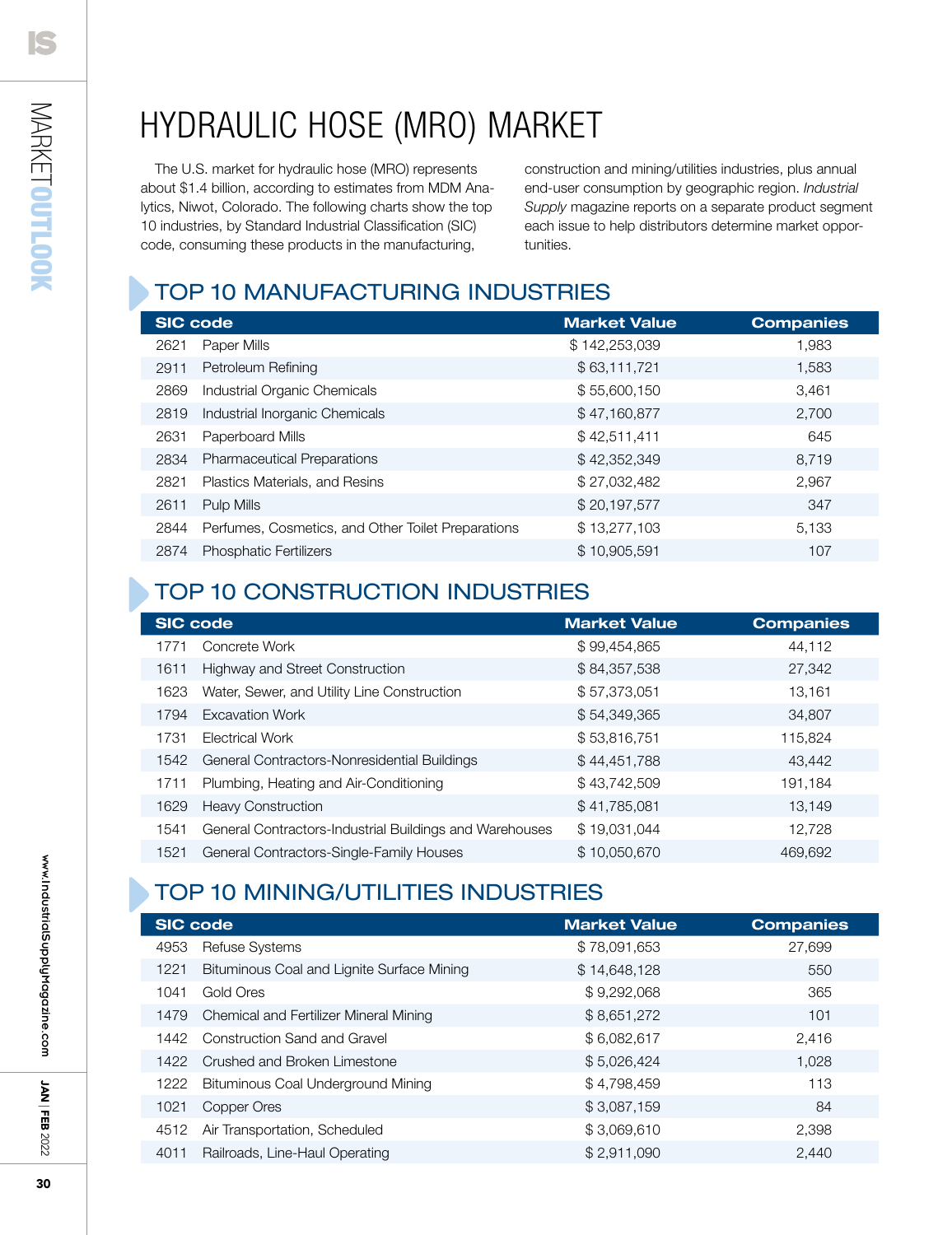# HYDRAULIC HOSE (MRO) MARKET

The U.S. market for hydraulic hose (MRO) represents about $1.4 billion, according to estimates from MDM Analytics, Niwot, Colorado. The following charts show the top 10 industries, by Standard Industrial Classification (SIC) code, consuming these products in the manufacturing, construction and mining/utilities industries, plus annual end-user consumption by geographic region. *Industrial Supply* magazine reports on a separate product segment each issue to help distributors determine market opportunities.

## TOP 10 MANUFACTURING INDUSTRIES

| SIC code | | Market Value | Companies |
|---|---|---|---|
| 2621 | Paper Mills | $ 142,253,039 | 1,983 |
| 2911 | Petroleum Refining | $ 63,111,721 | 1,583 |
| 2869 | Industrial Organic Chemicals | $ 55,600,150 | 3,461 |
| 2819 | Industrial Inorganic Chemicals | $ 47,160,877 | 2,700 |
| 2631 | Paperboard Mills | $ 42,511,411 | 645 |
| 2834 | Pharmaceutical Preparations | $ 42,352,349 | 8,719 |
| 2821 | Plastics Materials, and Resins | $ 27,032,482 | 2,967 |
| 2611 | Pulp Mills | $ 20,197,577 | 347 |
| 2844 | Perfumes, Cosmetics, and Other Toilet Preparations | $ 13,277,103 | 5,133 |
| 2874 | Phosphatic Fertilizers | $ 10,905,591 | 107 |

## TOP 10 CONSTRUCTION INDUSTRIES

| SIC code | | Market Value | Companies |
|---|---|---|---|
| 1771 | Concrete Work | $ 99,454,865 | 44,112 |
| 1611 | Highway and Street Construction | $ 84,357,538 | 27,342 |
| 1623 | Water, Sewer, and Utility Line Construction | $ 57,373,051 | 13,161 |
| 1794 | Excavation Work | $ 54,349,365 | 34,807 |
| 1731 | Electrical Work | $ 53,816,751 | 115,824 |
| 1542 | General Contractors-Nonresidential Buildings | $ 44,451,788 | 43,442 |
| 1711 | Plumbing, Heating and Air-Conditioning | $ 43,742,509 | 191,184 |
| 1629 | Heavy Construction | $ 41,785,081 | 13,149 |
| 1541 | General Contractors-Industrial Buildings and Warehouses | $ 19,031,044 | 12,728 |
| 1521 | General Contractors-Single-Family Houses | $ 10,050,670 | 469,692 |

## TOP 10 MINING/UTILITIES INDUSTRIES

| SIC code | | Market Value | Companies |
|---|---|---|---|
| 4953 | Refuse Systems | $ 78,091,653 | 27,699 |
| 1221 | Bituminous Coal and Lignite Surface Mining | $ 14,648,128 | 550 |
| 1041 | Gold Ores | $ 9,292,068 | 365 |
| 1479 | Chemical and Fertilizer Mineral Mining | $ 8,651,272 | 101 |
| 1442 | Construction Sand and Gravel | $ 6,082,617 | 2,416 |
| 1422 | Crushed and Broken Limestone | $ 5,026,424 | 1,028 |
| 1222 | Bituminous Coal Underground Mining | $ 4,798,459 | 113 |
| 1021 | Copper Ores | $ 3,087,159 | 84 |
| 4512 | Air Transportation, Scheduled | $ 3,069,610 | 2,398 |
| 4011 | Railroads, Line-Haul Operating | $ 2,911,090 | 2,440 |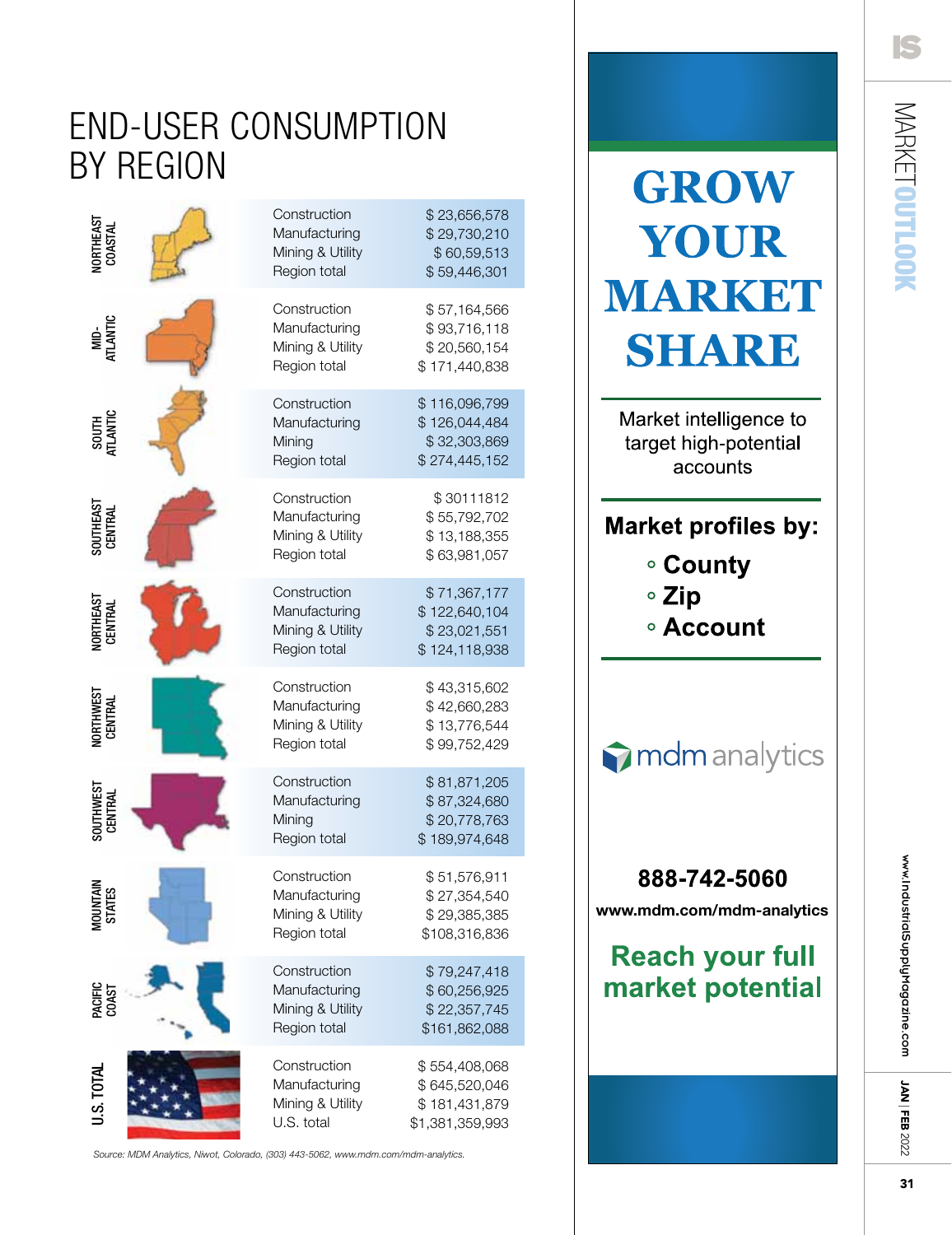# END-USER CONSUMPTION BY REGION

| Region | Category | Amount |
|---|---|---|
| NORTHEAST COASTAL | Construction | $ 23,656,578 |
| | Manufacturing | $ 29,730,210 |
| | Mining & Utility | $ 60,59,513 |
| | Region total | $ 59,446,301 |
| MID-ATLANTIC | Construction | $ 57,164,566 |
| | Manufacturing | $ 93,716,118 |
| | Mining & Utility | $ 20,560,154 |
| | Region total | $ 171,440,838 |
| SOUTH ATLANTIC | Construction | $ 116,096,799 |
| | Manufacturing | $ 126,044,484 |
| | Mining | $ 32,303,869 |
| | Region total | $ 274,445,152 |
| SOUTHEAST CENTRAL | Construction | $ 30111812 |
| | Manufacturing | $ 55,792,702 |
| | Mining & Utility | $ 13,188,355 |
| | Region total | $ 63,981,057 |
| NORTHEAST CENTRAL | Construction | $ 71,367,177 |
| | Manufacturing | $ 122,640,104 |
| | Mining & Utility | $ 23,021,551 |
| | Region total | $ 124,118,938 |
| NORTHWEST CENTRAL | Construction | $ 43,315,602 |
| | Manufacturing | $ 42,660,283 |
| | Mining & Utility | $ 13,776,544 |
| | Region total | $ 99,752,429 |
| SOUTHWEST CENTRAL | Construction | $ 81,871,205 |
| | Manufacturing | $ 87,324,680 |
| | Mining | $ 20,778,763 |
| | Region total | $ 189,974,648 |
| MOUNTAIN STATES | Construction | $ 51,576,911 |
| | Manufacturing | $ 27,354,540 |
| | Mining & Utility | $ 29,385,385 |
| | Region total | $108,316,836 |
| PACIFIC COAST | Construction | $ 79,247,418 |
| | Manufacturing | $ 60,256,925 |
| | Mining & Utility | $ 22,357,745 |
| | Region total | $161,862,088 |
| U.S. TOTAL | Construction | $ 554,408,068 |
| | Manufacturing | $ 645,520,046 |
| | Mining & Utility | $ 181,431,879 |
| | U.S. total | $1,381,359,993 |

*Source: MDM Analytics, Niwot, Colorado, (303) 443-5062, www.mdm.com/mdm-analytics.*

# GROW YOUR MARKET SHARE

Market intelligence to target high-potential accounts

**Market profiles by:**

- **County**
- **Zip**
- **Account**

mdm analytics

**888-742-5060**

**www.mdm.com/mdm-analytics**

**Reach your full market potential**